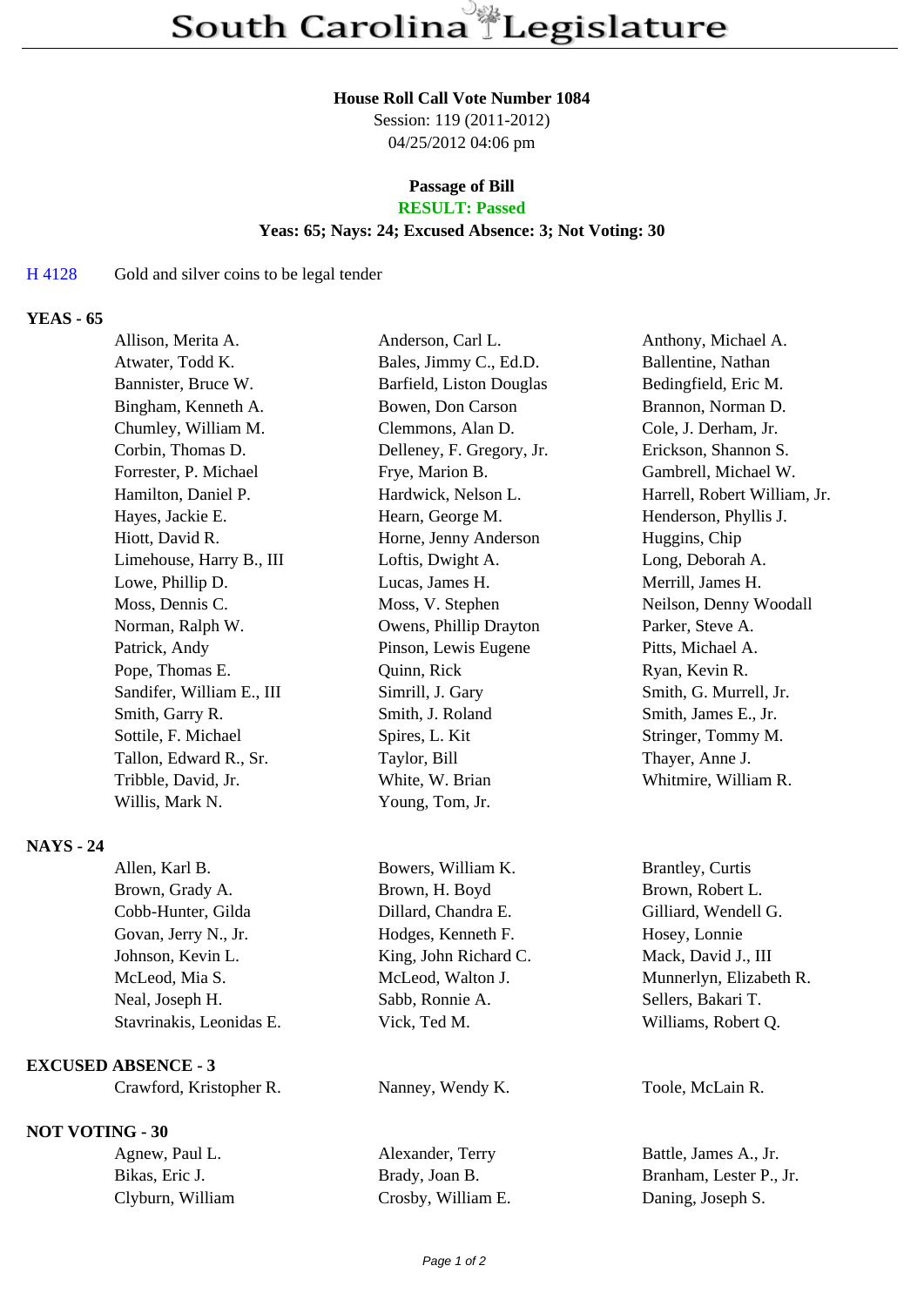# South Carolina Legislature

**House Roll Call Vote Number 1084**
Session: 119 (2011-2012)
04/25/2012 04:06 pm

**Passage of Bill**
**RESULT: Passed**
**Yeas: 65; Nays: 24; Excused Absence: 3; Not Voting: 30**

H 4128 Gold and silver coins to be legal tender

**YEAS - 65**

| | | |
|---|---|---|
| Allison, Merita A. | Anderson, Carl L. | Anthony, Michael A. |
| Atwater, Todd K. | Bales, Jimmy C., Ed.D. | Ballentine, Nathan |
| Bannister, Bruce W. | Barfield, Liston Douglas | Bedingfield, Eric M. |
| Bingham, Kenneth A. | Bowen, Don Carson | Brannon, Norman D. |
| Chumley, William M. | Clemmons, Alan D. | Cole, J. Derham, Jr. |
| Corbin, Thomas D. | Delleney, F. Gregory, Jr. | Erickson, Shannon S. |
| Forrester, P. Michael | Frye, Marion B. | Gambrell, Michael W. |
| Hamilton, Daniel P. | Hardwick, Nelson L. | Harrell, Robert William, Jr. |
| Hayes, Jackie E. | Hearn, George M. | Henderson, Phyllis J. |
| Hiott, David R. | Horne, Jenny Anderson | Huggins, Chip |
| Limehouse, Harry B., III | Loftis, Dwight A. | Long, Deborah A. |
| Lowe, Phillip D. | Lucas, James H. | Merrill, James H. |
| Moss, Dennis C. | Moss, V. Stephen | Neilson, Denny Woodall |
| Norman, Ralph W. | Owens, Phillip Drayton | Parker, Steve A. |
| Patrick, Andy | Pinson, Lewis Eugene | Pitts, Michael A. |
| Pope, Thomas E. | Quinn, Rick | Ryan, Kevin R. |
| Sandifer, William E., III | Simrill, J. Gary | Smith, G. Murrell, Jr. |
| Smith, Garry R. | Smith, J. Roland | Smith, James E., Jr. |
| Sottile, F. Michael | Spires, L. Kit | Stringer, Tommy M. |
| Tallon, Edward R., Sr. | Taylor, Bill | Thayer, Anne J. |
| Tribble, David, Jr. | White, W. Brian | Whitmire, William R. |
| Willis, Mark N. | Young, Tom, Jr. | |

**NAYS - 24**

| | | |
|---|---|---|
| Allen, Karl B. | Bowers, William K. | Brantley, Curtis |
| Brown, Grady A. | Brown, H. Boyd | Brown, Robert L. |
| Cobb-Hunter, Gilda | Dillard, Chandra E. | Gilliard, Wendell G. |
| Govan, Jerry N., Jr. | Hodges, Kenneth F. | Hosey, Lonnie |
| Johnson, Kevin L. | King, John Richard C. | Mack, David J., III |
| McLeod, Mia S. | McLeod, Walton J. | Munnerlyn, Elizabeth R. |
| Neal, Joseph H. | Sabb, Ronnie A. | Sellers, Bakari T. |
| Stavrinakis, Leonidas E. | Vick, Ted M. | Williams, Robert Q. |

**EXCUSED ABSENCE - 3**

| | | |
|---|---|---|
| Crawford, Kristopher R. | Nanney, Wendy K. | Toole, McLain R. |

**NOT VOTING - 30**

| | | |
|---|---|---|
| Agnew, Paul L. | Alexander, Terry | Battle, James A., Jr. |
| Bikas, Eric J. | Brady, Joan B. | Branham, Lester P., Jr. |
| Clyburn, William | Crosby, William E. | Daning, Joseph S. |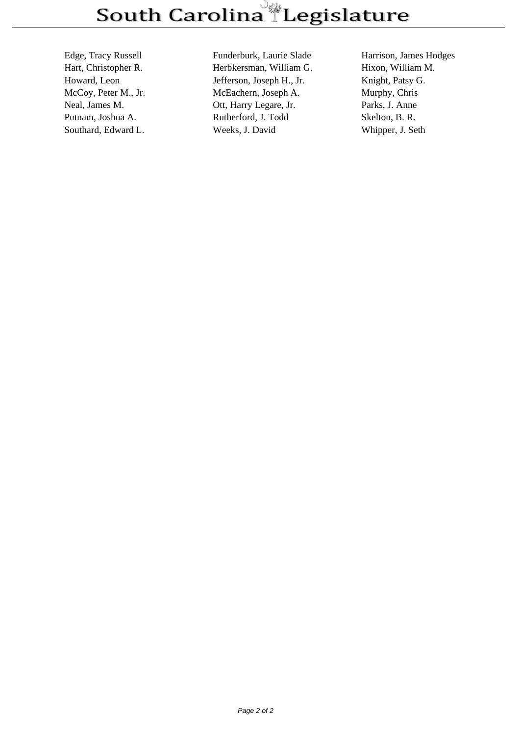Edge, Tracy Russell
Funderburk, Laurie Slade
Harrison, James Hodges
Hart, Christopher R.
Herbkersman, William G.
Hixon, William M.
Howard, Leon
Jefferson, Joseph H., Jr.
Knight, Patsy G.
McCoy, Peter M., Jr.
McEachern, Joseph A.
Murphy, Chris
Neal, James M.
Ott, Harry Legare, Jr.
Parks, J. Anne
Putnam, Joshua A.
Rutherford, J. Todd
Skelton, B. R.
Southard, Edward L.
Weeks, J. David
Whipper, J. Seth